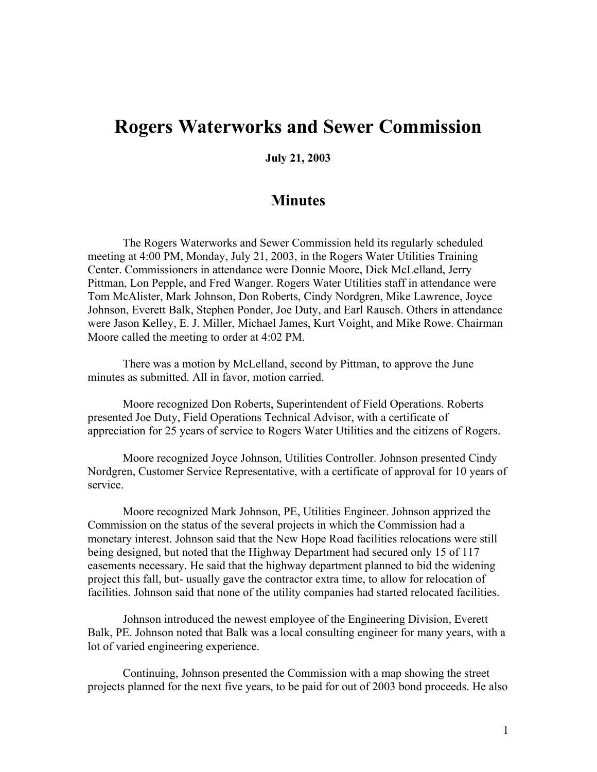# Rogers Waterworks and Sewer Commission

**July 21, 2003**

## Minutes

The Rogers Waterworks and Sewer Commission held its regularly scheduled meeting at 4:00 PM, Monday, July 21, 2003, in the Rogers Water Utilities Training Center. Commissioners in attendance were Donnie Moore, Dick McLelland, Jerry Pittman, Lon Pepple, and Fred Wanger. Rogers Water Utilities staff in attendance were Tom McAlister, Mark Johnson, Don Roberts, Cindy Nordgren, Mike Lawrence, Joyce Johnson, Everett Balk, Stephen Ponder, Joe Duty, and Earl Rausch. Others in attendance were Jason Kelley, E. J. Miller, Michael James, Kurt Voight, and Mike Rowe. Chairman Moore called the meeting to order at 4:02 PM.

There was a motion by McLelland, second by Pittman, to approve the June minutes as submitted. All in favor, motion carried.

Moore recognized Don Roberts, Superintendent of Field Operations. Roberts presented Joe Duty, Field Operations Technical Advisor, with a certificate of appreciation for 25 years of service to Rogers Water Utilities and the citizens of Rogers.

Moore recognized Joyce Johnson, Utilities Controller. Johnson presented Cindy Nordgren, Customer Service Representative, with a certificate of approval for 10 years of service.

Moore recognized Mark Johnson, PE, Utilities Engineer. Johnson apprized the Commission on the status of the several projects in which the Commission had a monetary interest. Johnson said that the New Hope Road facilities relocations were still being designed, but noted that the Highway Department had secured only 15 of 117 easements necessary. He said that the highway department planned to bid the widening project this fall, but- usually gave the contractor extra time, to allow for relocation of facilities. Johnson said that none of the utility companies had started relocated facilities.

Johnson introduced the newest employee of the Engineering Division, Everett Balk, PE. Johnson noted that Balk was a local consulting engineer for many years, with a lot of varied engineering experience.

Continuing, Johnson presented the Commission with a map showing the street projects planned for the next five years, to be paid for out of 2003 bond proceeds. He also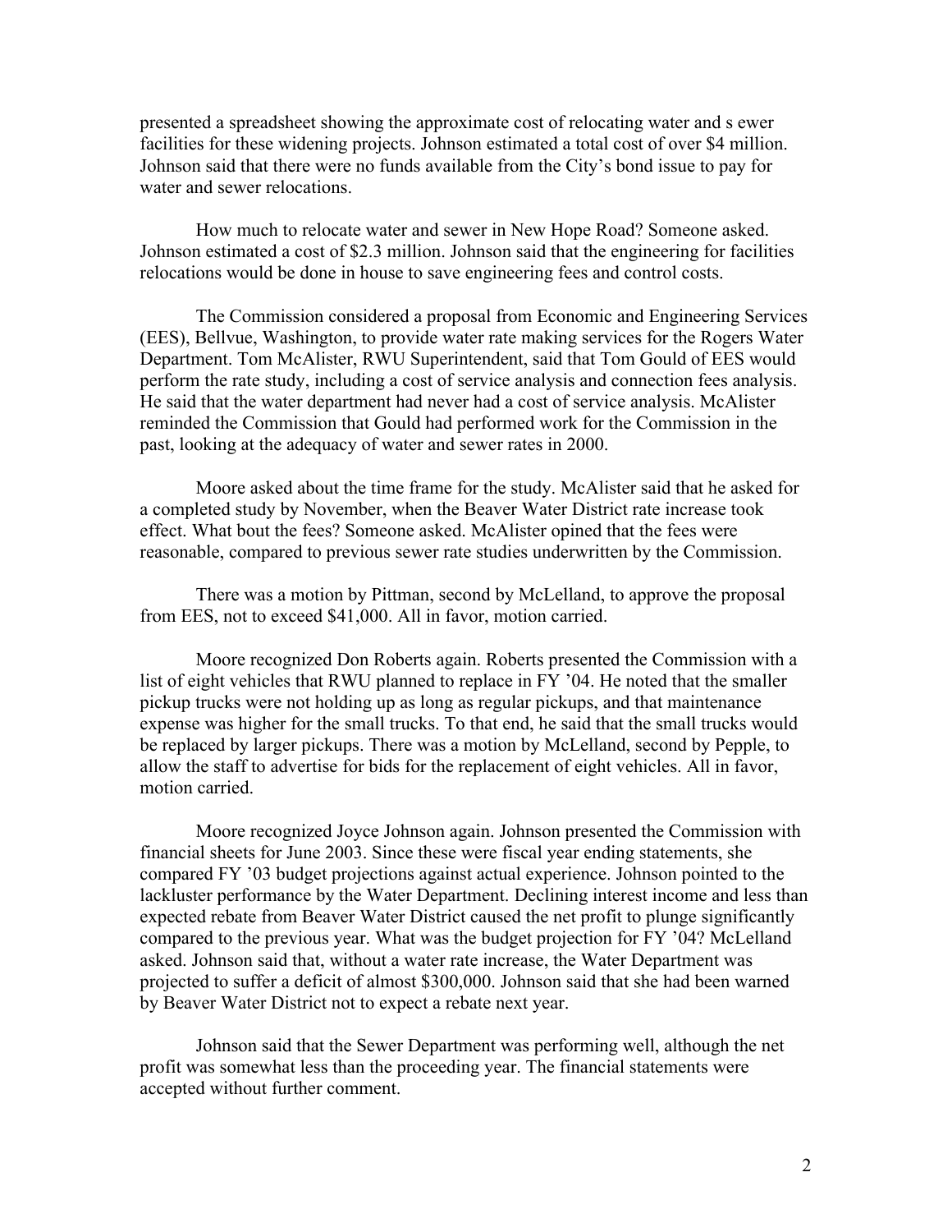presented a spreadsheet showing the approximate cost of relocating water and s ewer facilities for these widening projects. Johnson estimated a total cost of over $4 million. Johnson said that there were no funds available from the City's bond issue to pay for water and sewer relocations.

How much to relocate water and sewer in New Hope Road? Someone asked. Johnson estimated a cost of $2.3 million. Johnson said that the engineering for facilities relocations would be done in house to save engineering fees and control costs.

The Commission considered a proposal from Economic and Engineering Services (EES), Bellvue, Washington, to provide water rate making services for the Rogers Water Department. Tom McAlister, RWU Superintendent, said that Tom Gould of EES would perform the rate study, including a cost of service analysis and connection fees analysis. He said that the water department had never had a cost of service analysis. McAlister reminded the Commission that Gould had performed work for the Commission in the past, looking at the adequacy of water and sewer rates in 2000.

Moore asked about the time frame for the study. McAlister said that he asked for a completed study by November, when the Beaver Water District rate increase took effect. What bout the fees? Someone asked. McAlister opined that the fees were reasonable, compared to previous sewer rate studies underwritten by the Commission.

There was a motion by Pittman, second by McLelland, to approve the proposal from EES, not to exceed $41,000. All in favor, motion carried.

Moore recognized Don Roberts again. Roberts presented the Commission with a list of eight vehicles that RWU planned to replace in FY '04. He noted that the smaller pickup trucks were not holding up as long as regular pickups, and that maintenance expense was higher for the small trucks. To that end, he said that the small trucks would be replaced by larger pickups. There was a motion by McLelland, second by Pepple, to allow the staff to advertise for bids for the replacement of eight vehicles. All in favor, motion carried.

Moore recognized Joyce Johnson again. Johnson presented the Commission with financial sheets for June 2003. Since these were fiscal year ending statements, she compared FY '03 budget projections against actual experience. Johnson pointed to the lackluster performance by the Water Department. Declining interest income and less than expected rebate from Beaver Water District caused the net profit to plunge significantly compared to the previous year. What was the budget projection for FY '04? McLelland asked. Johnson said that, without a water rate increase, the Water Department was projected to suffer a deficit of almost $300,000. Johnson said that she had been warned by Beaver Water District not to expect a rebate next year.

Johnson said that the Sewer Department was performing well, although the net profit was somewhat less than the proceeding year. The financial statements were accepted without further comment.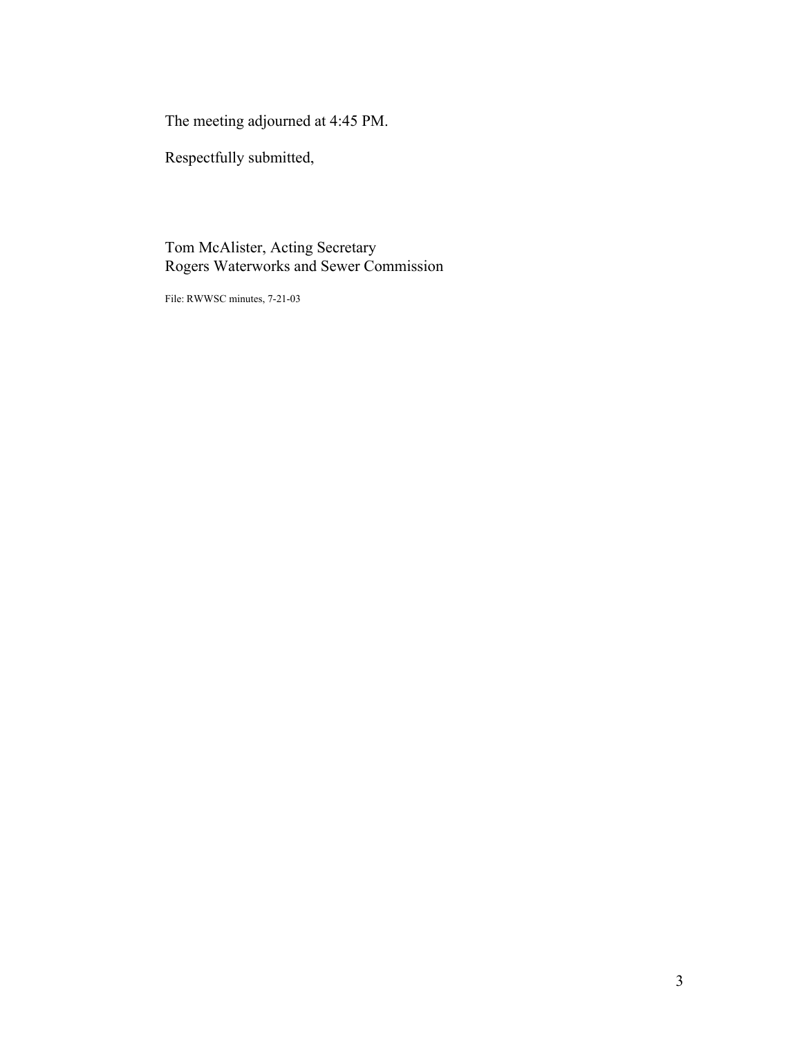The meeting adjourned at 4:45 PM.

Respectfully submitted,

Tom McAlister, Acting Secretary
Rogers Waterworks and Sewer Commission

File: RWWSC minutes, 7-21-03